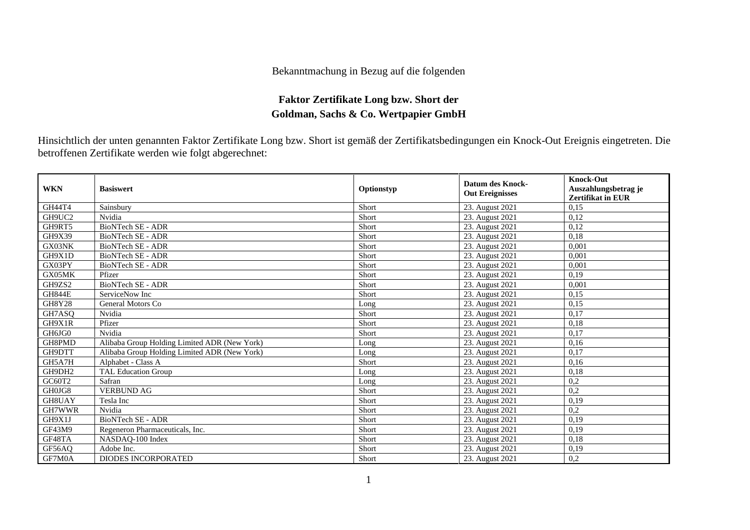Bekanntmachung in Bezug auf die folgenden

**Faktor Zertifikate Long bzw. Short der**
**Goldman, Sachs & Co. Wertpapier GmbH**

Hinsichtlich der unten genannten Faktor Zertifikate Long bzw. Short ist gemäß der Zertifikatsbedingungen ein Knock-Out Ereignis eingetreten. Die betroffenen Zertifikate werden wie folgt abgerechnet:

| WKN | Basiswert | Optionstyp | Datum des Knock-Out Ereignisses | Knock-Out Auszahlungsbetrag je Zertifikat in EUR |
|---|---|---|---|---|
| GH44T4 | Sainsbury | Short | 23. August 2021 | 0,15 |
| GH9UC2 | Nvidia | Short | 23. August 2021 | 0,12 |
| GH9RT5 | BioNTech SE - ADR | Short | 23. August 2021 | 0,12 |
| GH9X39 | BioNTech SE - ADR | Short | 23. August 2021 | 0,18 |
| GX03NK | BioNTech SE - ADR | Short | 23. August 2021 | 0,001 |
| GH9X1D | BioNTech SE - ADR | Short | 23. August 2021 | 0,001 |
| GX03PY | BioNTech SE - ADR | Short | 23. August 2021 | 0,001 |
| GX05MK | Pfizer | Short | 23. August 2021 | 0,19 |
| GH9ZS2 | BioNTech SE - ADR | Short | 23. August 2021 | 0,001 |
| GH844E | ServiceNow Inc | Short | 23. August 2021 | 0,15 |
| GH8Y28 | General Motors Co | Long | 23. August 2021 | 0,15 |
| GH7ASQ | Nvidia | Short | 23. August 2021 | 0,17 |
| GH9X1R | Pfizer | Short | 23. August 2021 | 0,18 |
| GH6JG0 | Nvidia | Short | 23. August 2021 | 0,17 |
| GH8PMD | Alibaba Group Holding Limited ADR (New York) | Long | 23. August 2021 | 0,16 |
| GH9DTT | Alibaba Group Holding Limited ADR (New York) | Long | 23. August 2021 | 0,17 |
| GH5A7H | Alphabet - Class A | Short | 23. August 2021 | 0,16 |
| GH9DH2 | TAL Education Group | Long | 23. August 2021 | 0,18 |
| GC60T2 | Safran | Long | 23. August 2021 | 0,2 |
| GH0JG8 | VERBUND AG | Short | 23. August 2021 | 0,2 |
| GH8UAY | Tesla Inc | Short | 23. August 2021 | 0,19 |
| GH7WWR | Nvidia | Short | 23. August 2021 | 0,2 |
| GH9X1J | BioNTech SE - ADR | Short | 23. August 2021 | 0,19 |
| GF43M9 | Regeneron Pharmaceuticals, Inc. | Short | 23. August 2021 | 0,19 |
| GF48TA | NASDAQ-100 Index | Short | 23. August 2021 | 0,18 |
| GF56AQ | Adobe Inc. | Short | 23. August 2021 | 0,19 |
| GF7M0A | DIODES INCORPORATED | Short | 23. August 2021 | 0,2 |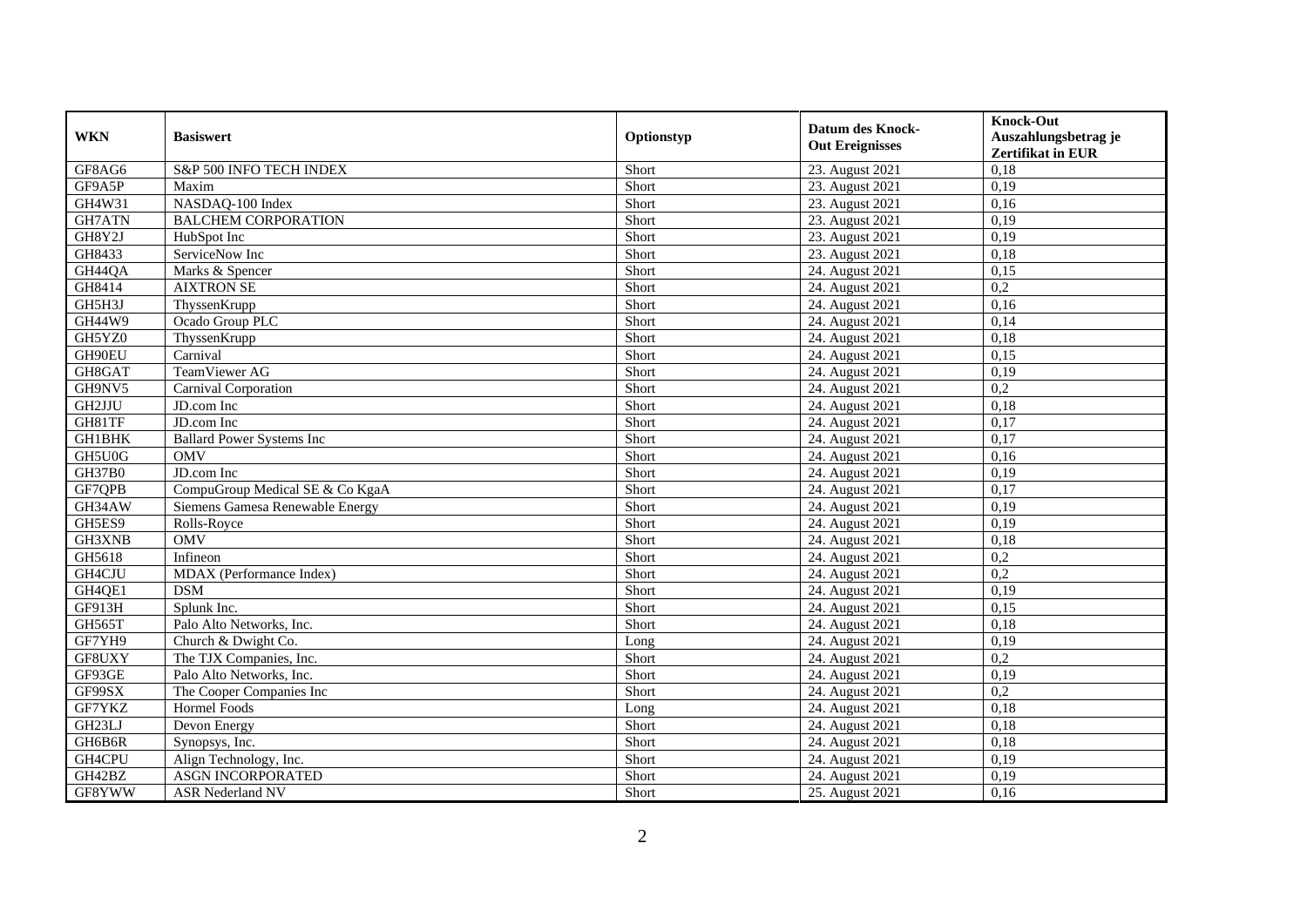| WKN | Basiswert | Optionstyp | Datum des Knock-Out Ereignisses | Knock-Out Auszahlungsbetrag je Zertifikat in EUR |
|---|---|---|---|---|
| GF8AG6 | S&P 500 INFO TECH INDEX | Short | 23. August 2021 | 0,18 |
| GF9A5P | Maxim | Short | 23. August 2021 | 0,19 |
| GH4W31 | NASDAQ-100 Index | Short | 23. August 2021 | 0,16 |
| GH7ATN | BALCHEM CORPORATION | Short | 23. August 2021 | 0,19 |
| GH8Y2J | HubSpot Inc | Short | 23. August 2021 | 0,19 |
| GH8433 | ServiceNow Inc | Short | 23. August 2021 | 0,18 |
| GH44QA | Marks & Spencer | Short | 24. August 2021 | 0,15 |
| GH8414 | AIXTRON SE | Short | 24. August 2021 | 0,2 |
| GH5H3J | ThyssenKrupp | Short | 24. August 2021 | 0,16 |
| GH44W9 | Ocado Group PLC | Short | 24. August 2021 | 0,14 |
| GH5YZ0 | ThyssenKrupp | Short | 24. August 2021 | 0,18 |
| GH90EU | Carnival | Short | 24. August 2021 | 0,15 |
| GH8GAT | TeamViewer AG | Short | 24. August 2021 | 0,19 |
| GH9NV5 | Carnival Corporation | Short | 24. August 2021 | 0,2 |
| GH2JJU | JD.com Inc | Short | 24. August 2021 | 0,18 |
| GH81TF | JD.com Inc | Short | 24. August 2021 | 0,17 |
| GH1BHK | Ballard Power Systems Inc | Short | 24. August 2021 | 0,17 |
| GH5U0G | OMV | Short | 24. August 2021 | 0,16 |
| GH37B0 | JD.com Inc | Short | 24. August 2021 | 0,19 |
| GF7QPB | CompuGroup Medical SE & Co KgaA | Short | 24. August 2021 | 0,17 |
| GH34AW | Siemens Gamesa Renewable Energy | Short | 24. August 2021 | 0,19 |
| GH5ES9 | Rolls-Royce | Short | 24. August 2021 | 0,19 |
| GH3XNB | OMV | Short | 24. August 2021 | 0,18 |
| GH5618 | Infineon | Short | 24. August 2021 | 0,2 |
| GH4CJU | MDAX (Performance Index) | Short | 24. August 2021 | 0,2 |
| GH4QE1 | DSM | Short | 24. August 2021 | 0,19 |
| GF913H | Splunk Inc. | Short | 24. August 2021 | 0,15 |
| GH565T | Palo Alto Networks, Inc. | Short | 24. August 2021 | 0,18 |
| GF7YH9 | Church & Dwight Co. | Long | 24. August 2021 | 0,19 |
| GF8UXY | The TJX Companies, Inc. | Short | 24. August 2021 | 0,2 |
| GF93GE | Palo Alto Networks, Inc. | Short | 24. August 2021 | 0,19 |
| GF99SX | The Cooper Companies Inc | Short | 24. August 2021 | 0,2 |
| GF7YKZ | Hormel Foods | Long | 24. August 2021 | 0,18 |
| GH23LJ | Devon Energy | Short | 24. August 2021 | 0,18 |
| GH6B6R | Synopsys, Inc. | Short | 24. August 2021 | 0,18 |
| GH4CPU | Align Technology, Inc. | Short | 24. August 2021 | 0,19 |
| GH42BZ | ASGN INCORPORATED | Short | 24. August 2021 | 0,19 |
| GF8YWW | ASR Nederland NV | Short | 25. August 2021 | 0,16 |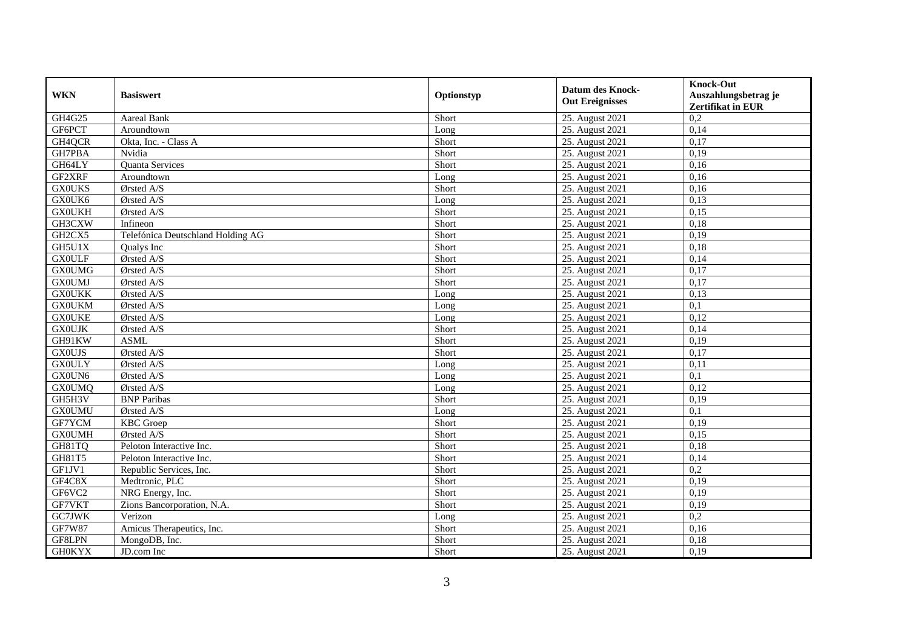| WKN | Basiswert | Optionstyp | Datum des Knock-Out Ereignisses | Knock-Out Auszahlungsbetrag je Zertifikat in EUR |
|---|---|---|---|---|
| GH4G25 | Aareal Bank | Short | 25. August 2021 | 0,2 |
| GF6PCT | Aroundtown | Long | 25. August 2021 | 0,14 |
| GH4QCR | Okta, Inc. - Class A | Short | 25. August 2021 | 0,17 |
| GH7PBA | Nvidia | Short | 25. August 2021 | 0,19 |
| GH64LY | Quanta Services | Short | 25. August 2021 | 0,16 |
| GF2XRF | Aroundtown | Long | 25. August 2021 | 0,16 |
| GX0UKS | Ørsted A/S | Short | 25. August 2021 | 0,16 |
| GX0UK6 | Ørsted A/S | Long | 25. August 2021 | 0,13 |
| GX0UKH | Ørsted A/S | Short | 25. August 2021 | 0,15 |
| GH3CXW | Infineon | Short | 25. August 2021 | 0,18 |
| GH2CX5 | Telefónica Deutschland Holding AG | Short | 25. August 2021 | 0,19 |
| GH5U1X | Qualys Inc | Short | 25. August 2021 | 0,18 |
| GX0ULF | Ørsted A/S | Short | 25. August 2021 | 0,14 |
| GX0UMG | Ørsted A/S | Short | 25. August 2021 | 0,17 |
| GX0UMJ | Ørsted A/S | Short | 25. August 2021 | 0,17 |
| GX0UKK | Ørsted A/S | Long | 25. August 2021 | 0,13 |
| GX0UKM | Ørsted A/S | Long | 25. August 2021 | 0,1 |
| GX0UKE | Ørsted A/S | Long | 25. August 2021 | 0,12 |
| GX0UJK | Ørsted A/S | Short | 25. August 2021 | 0,14 |
| GH91KW | ASML | Short | 25. August 2021 | 0,19 |
| GX0UJS | Ørsted A/S | Short | 25. August 2021 | 0,17 |
| GX0ULY | Ørsted A/S | Long | 25. August 2021 | 0,11 |
| GX0UN6 | Ørsted A/S | Long | 25. August 2021 | 0,1 |
| GX0UMQ | Ørsted A/S | Long | 25. August 2021 | 0,12 |
| GH5H3V | BNP Paribas | Short | 25. August 2021 | 0,19 |
| GX0UMU | Ørsted A/S | Long | 25. August 2021 | 0,1 |
| GF7YCM | KBC Groep | Short | 25. August 2021 | 0,19 |
| GX0UMH | Ørsted A/S | Short | 25. August 2021 | 0,15 |
| GH81TQ | Peloton Interactive Inc. | Short | 25. August 2021 | 0,18 |
| GH81T5 | Peloton Interactive Inc. | Short | 25. August 2021 | 0,14 |
| GF1JV1 | Republic Services, Inc. | Short | 25. August 2021 | 0,2 |
| GF4C8X | Medtronic, PLC | Short | 25. August 2021 | 0,19 |
| GF6VC2 | NRG Energy, Inc. | Short | 25. August 2021 | 0,19 |
| GF7VKT | Zions Bancorporation, N.A. | Short | 25. August 2021 | 0,19 |
| GC7JWK | Verizon | Long | 25. August 2021 | 0,2 |
| GF7W87 | Amicus Therapeutics, Inc. | Short | 25. August 2021 | 0,16 |
| GF8LPN | MongoDB, Inc. | Short | 25. August 2021 | 0,18 |
| GH0KYX | JD.com Inc | Short | 25. August 2021 | 0,19 |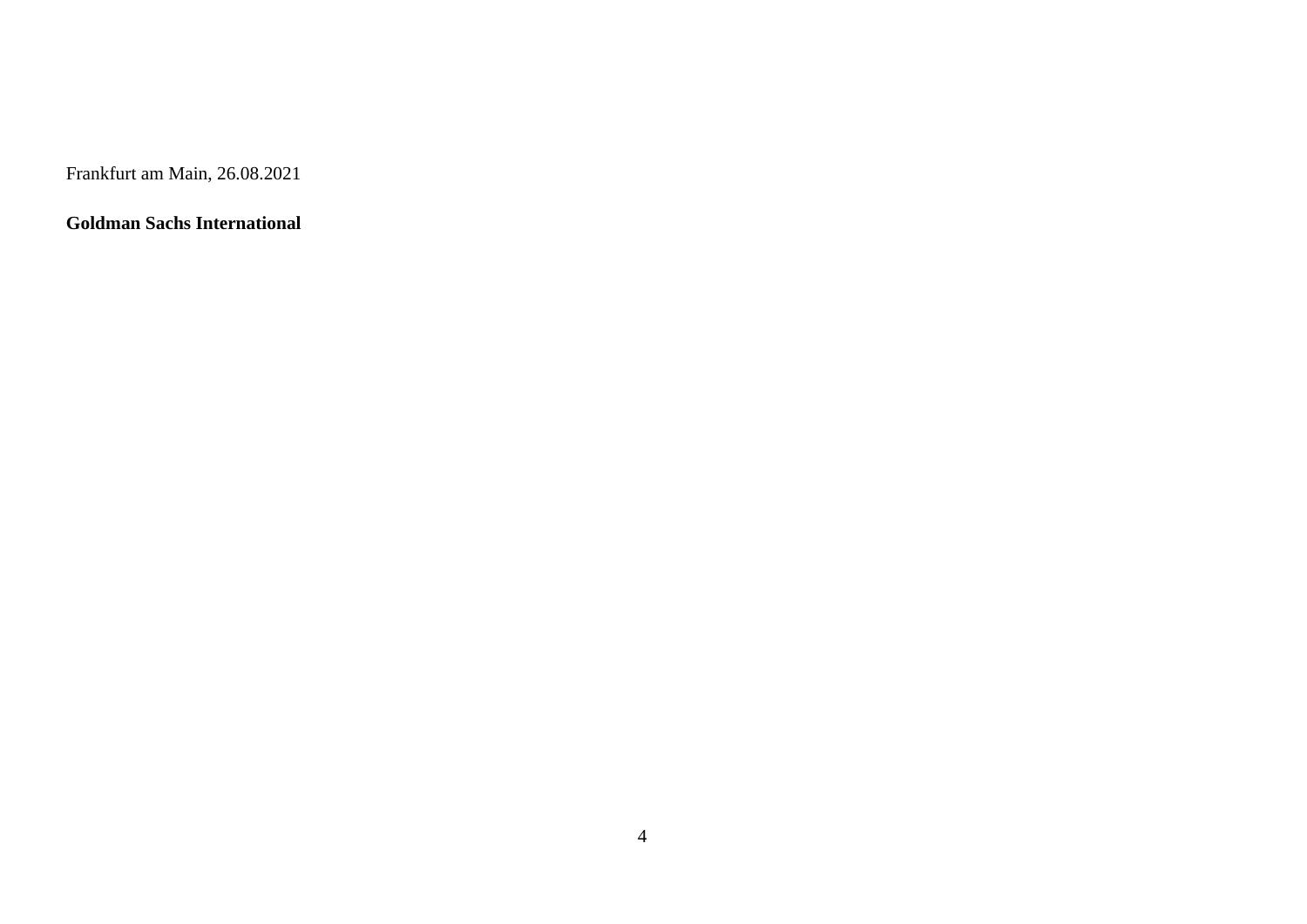Frankfurt am Main, 26.08.2021

**Goldman Sachs International**